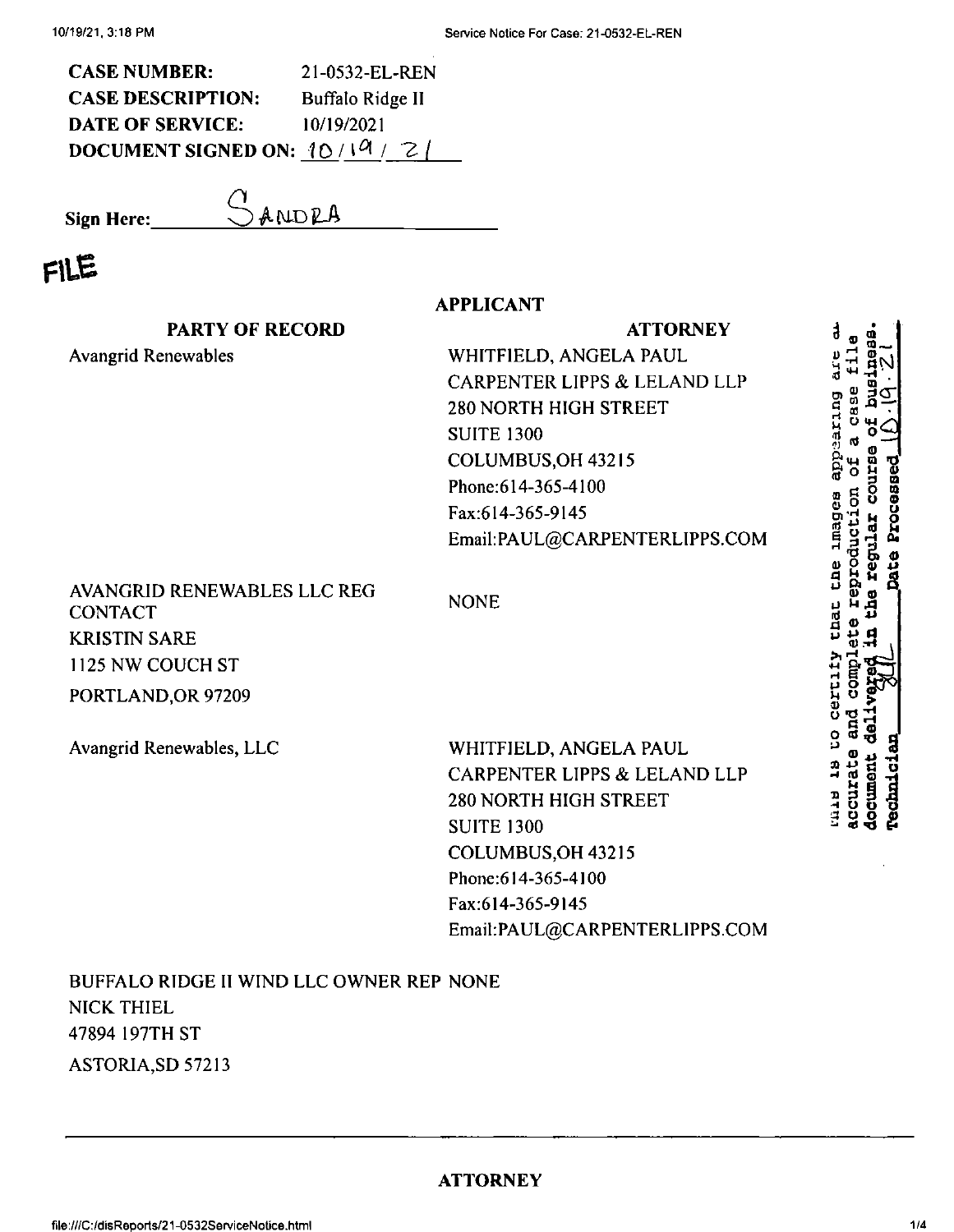**CASE NUMBER:** 21-0532-EL-REN
**CASE DESCRIPTION:** Buffalo Ridge II
**DATE OF SERVICE:** 10/19/2021
**DOCUMENT SIGNED ON:** 10/19/21

**Sign Here:** SANDRA

FILE

**APPLICANT**

| PARTY OF RECORD | ATTORNEY |
|---|---|
| Avangrid Renewables | WHITFIELD, ANGELA PAUL<br>CARPENTER LIPPS & LELAND LLP<br>280 NORTH HIGH STREET<br>SUITE 1300<br>COLUMBUS,OH 43215<br>Phone:614-365-4100<br>Fax:614-365-9145<br>Email:PAUL@CARPENTERLIPPS.COM |
| AVANGRID RENEWABLES LLC REG CONTACT<br>KRISTIN SARE<br>1125 NW COUCH ST<br>PORTLAND,OR 97209 | NONE |
| Avangrid Renewables, LLC | WHITFIELD, ANGELA PAUL<br>CARPENTER LIPPS & LELAND LLP<br>280 NORTH HIGH STREET<br>SUITE 1300<br>COLUMBUS,OH 43215<br>Phone:614-365-4100<br>Fax:614-365-9145<br>Email:PAUL@CARPENTERLIPPS.COM |
| BUFFALO RIDGE II WIND LLC OWNER REP<br>NICK THIEL<br>47894 197TH ST<br>ASTORIA,SD 57213 | NONE |

This is to certify that the images appearing are an accurate and complete reproduction of a case file document delivered in the regular course of business. Technician SJL Date Processed 10.19.21

**ATTORNEY**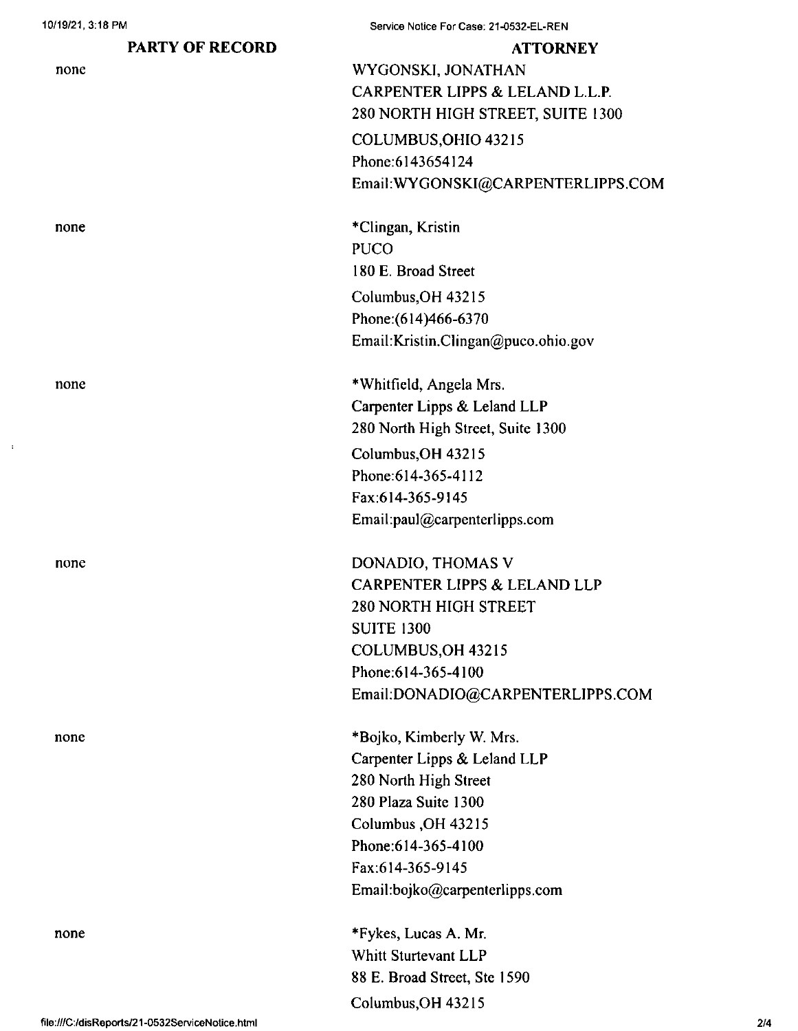| PARTY OF RECORD | ATTORNEY |
| --- | --- |
| none | WYGONSKI, JONATHAN<br>CARPENTER LIPPS & LELAND L.L.P.<br>280 NORTH HIGH STREET, SUITE 1300<br>COLUMBUS,OHIO 43215<br>Phone:6143654124<br>Email:WYGONSKI@CARPENTERLIPPS.COM |
| none | *Clingan, Kristin<br>PUCO<br>180 E. Broad Street<br>Columbus,OH 43215<br>Phone:(614)466-6370<br>Email:Kristin.Clingan@puco.ohio.gov |
| none | *Whitfield, Angela Mrs.<br>Carpenter Lipps & Leland LLP<br>280 North High Street, Suite 1300<br>Columbus,OH 43215<br>Phone:614-365-4112<br>Fax:614-365-9145<br>Email:paul@carpenterlipps.com |
| none | DONADIO, THOMAS V<br>CARPENTER LIPPS & LELAND LLP<br>280 NORTH HIGH STREET<br>SUITE 1300<br>COLUMBUS,OH 43215<br>Phone:614-365-4100<br>Email:DONADIO@CARPENTERLIPPS.COM |
| none | *Bojko, Kimberly W. Mrs.<br>Carpenter Lipps & Leland LLP<br>280 North High Street<br>280 Plaza Suite 1300<br>Columbus ,OH 43215<br>Phone:614-365-4100<br>Fax:614-365-9145<br>Email:bojko@carpenterlipps.com |
| none | *Fykes, Lucas A. Mr.<br>Whitt Sturtevant LLP<br>88 E. Broad Street, Ste 1590<br>Columbus,OH 43215 |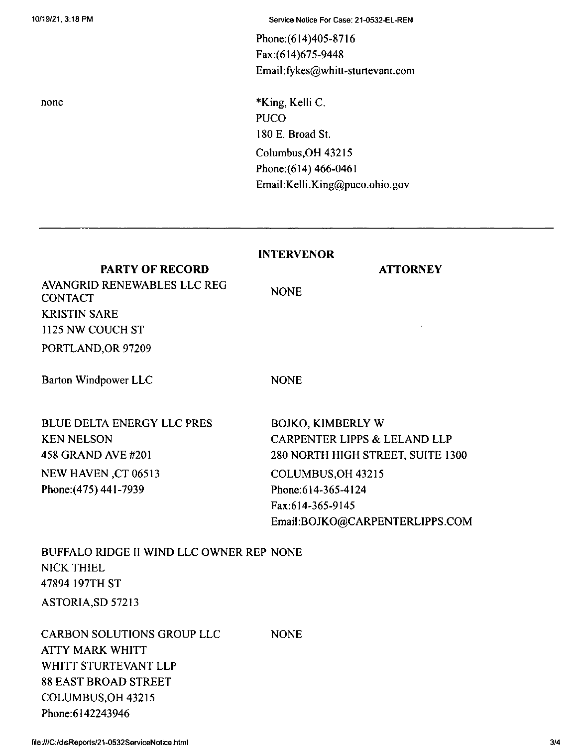| | |
|---|---|
| | Phone:(614)405-8716<br>Fax:(614)675-9448<br>Email:fykes@whitt-sturtevant.com |
| none | *King, Kelli C.<br>PUCO<br>180 E. Broad St.<br>Columbus,OH 43215<br>Phone:(614) 466-0461<br>Email:Kelli.King@puco.ohio.gov |

---

**INTERVENOR**

| PARTY OF RECORD | ATTORNEY |
|---|---|
| AVANGRID RENEWABLES LLC REG CONTACT<br>KRISTIN SARE<br>1125 NW COUCH ST<br>PORTLAND,OR 97209 | NONE |
| Barton Windpower LLC | NONE |
| BLUE DELTA ENERGY LLC PRES<br>KEN NELSON<br>458 GRAND AVE #201<br>NEW HAVEN ,CT 06513<br>Phone:(475) 441-7939 | BOJKO, KIMBERLY W<br>CARPENTER LIPPS & LELAND LLP<br>280 NORTH HIGH STREET, SUITE 1300<br>COLUMBUS,OH 43215<br>Phone:614-365-4124<br>Fax:614-365-9145<br>Email:BOJKO@CARPENTERLIPPS.COM |
| BUFFALO RIDGE II WIND LLC OWNER REP<br>NICK THIEL<br>47894 197TH ST<br>ASTORIA,SD 57213 | NONE |
| CARBON SOLUTIONS GROUP LLC<br>ATTY MARK WHITT<br>WHITT STURTEVANT LLP<br>88 EAST BROAD STREET<br>COLUMBUS,OH 43215<br>Phone:6142243946 | NONE |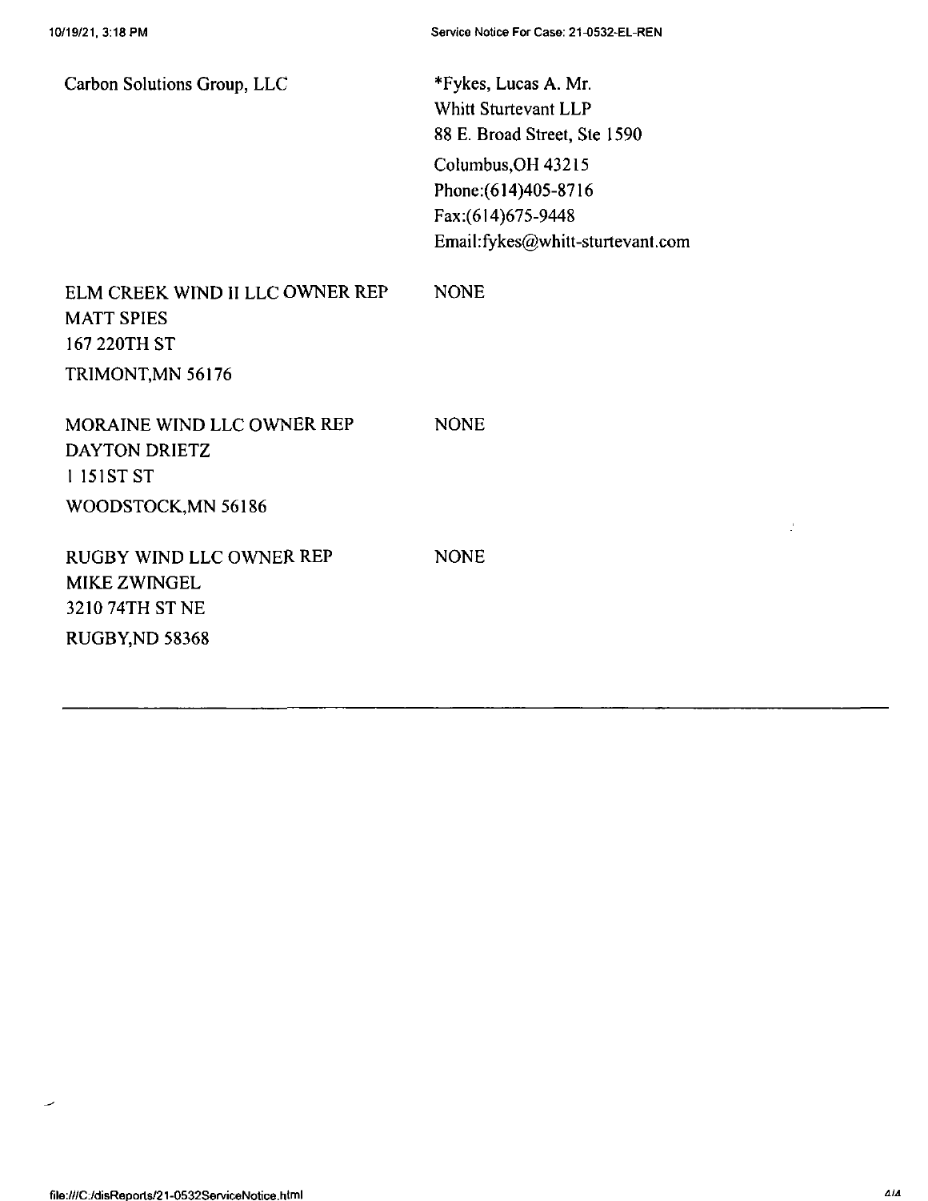| | |
|---|---|
| Carbon Solutions Group, LLC | *Fykes, Lucas A. Mr.<br>Whitt Sturtevant LLP<br>88 E. Broad Street, Ste 1590<br>Columbus,OH 43215<br>Phone:(614)405-8716<br>Fax:(614)675-9448<br>Email:fykes@whitt-sturtevant.com |
| ELM CREEK WIND II LLC OWNER REP<br>MATT SPIES<br>167 220TH ST<br>TRIMONT,MN 56176 | NONE |
| MORAINE WIND LLC OWNER REP<br>DAYTON DRIETZ<br>1 151ST ST<br>WOODSTOCK,MN 56186 | NONE |
| RUGBY WIND LLC OWNER REP<br>MIKE ZWINGEL<br>3210 74TH ST NE<br>RUGBY,ND 58368 | NONE |